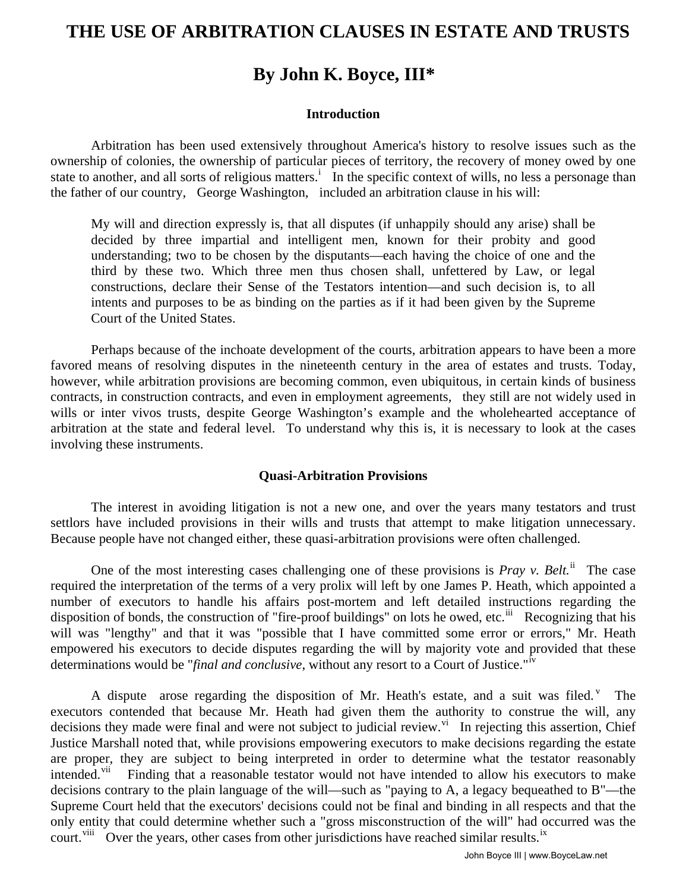# THE USE OF ARBITRATION CLAUSES IN ESTATE AND TRUSTS

## By John K. Boyce, III*

### Introduction

Arbitration has been used extensively throughout America's history to resolve issues such as the ownership of colonies, the ownership of particular pieces of territory, the recovery of money owed by one state to another, and all sorts of religious matters.[i] In the specific context of wills, no less a personage than the father of our country, George Washington, included an arbitration clause in his will:

> My will and direction expressly is, that all disputes (if unhappily should any arise) shall be decided by three impartial and intelligent men, known for their probity and good understanding; two to be chosen by the disputants—each having the choice of one and the third by these two. Which three men thus chosen shall, unfettered by Law, or legal constructions, declare their Sense of the Testators intention—and such decision is, to all intents and purposes to be as binding on the parties as if it had been given by the Supreme Court of the United States.

Perhaps because of the inchoate development of the courts, arbitration appears to have been a more favored means of resolving disputes in the nineteenth century in the area of estates and trusts. Today, however, while arbitration provisions are becoming common, even ubiquitous, in certain kinds of business contracts, in construction contracts, and even in employment agreements, they still are not widely used in wills or inter vivos trusts, despite George Washington's example and the wholehearted acceptance of arbitration at the state and federal level. To understand why this is, it is necessary to look at the cases involving these instruments.

### Quasi-Arbitration Provisions

The interest in avoiding litigation is not a new one, and over the years many testators and trust settlors have included provisions in their wills and trusts that attempt to make litigation unnecessary. Because people have not changed either, these quasi-arbitration provisions were often challenged.

One of the most interesting cases challenging one of these provisions is *Pray v. Belt.*[ii] The case required the interpretation of the terms of a very prolix will left by one James P. Heath, which appointed a number of executors to handle his affairs post-mortem and left detailed instructions regarding the disposition of bonds, the construction of "fire-proof buildings" on lots he owed, etc.[iii] Recognizing that his will was "lengthy" and that it was "possible that I have committed some error or errors," Mr. Heath empowered his executors to decide disputes regarding the will by majority vote and provided that these determinations would be "*final and conclusive*, without any resort to a Court of Justice."[iv]

A dispute arose regarding the disposition of Mr. Heath's estate, and a suit was filed.[v] The executors contended that because Mr. Heath had given them the authority to construe the will, any decisions they made were final and were not subject to judicial review.[vi] In rejecting this assertion, Chief Justice Marshall noted that, while provisions empowering executors to make decisions regarding the estate are proper, they are subject to being interpreted in order to determine what the testator reasonably intended.[vii] Finding that a reasonable testator would not have intended to allow his executors to make decisions contrary to the plain language of the will—such as "paying to A, a legacy bequeathed to B"—the Supreme Court held that the executors' decisions could not be final and binding in all respects and that the only entity that could determine whether such a "gross misconstruction of the will" had occurred was the court.[viii] Over the years, other cases from other jurisdictions have reached similar results.[ix]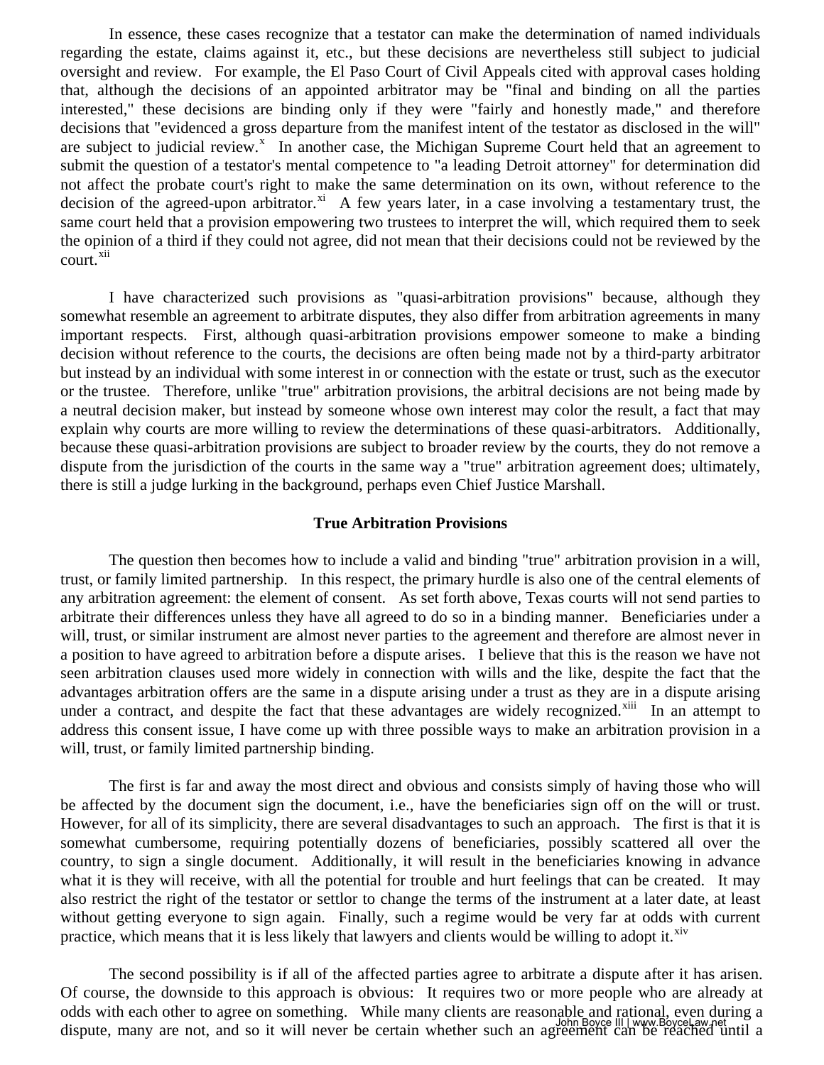In essence, these cases recognize that a testator can make the determination of named individuals regarding the estate, claims against it, etc., but these decisions are nevertheless still subject to judicial oversight and review. For example, the El Paso Court of Civil Appeals cited with approval cases holding that, although the decisions of an appointed arbitrator may be "final and binding on all the parties interested," these decisions are binding only if they were "fairly and honestly made," and therefore decisions that "evidenced a gross departure from the manifest intent of the testator as disclosed in the will" are subject to judicial review.[x] In another case, the Michigan Supreme Court held that an agreement to submit the question of a testator's mental competence to "a leading Detroit attorney" for determination did not affect the probate court's right to make the same determination on its own, without reference to the decision of the agreed-upon arbitrator.[xi] A few years later, in a case involving a testamentary trust, the same court held that a provision empowering two trustees to interpret the will, which required them to seek the opinion of a third if they could not agree, did not mean that their decisions could not be reviewed by the court.[xii]

I have characterized such provisions as "quasi-arbitration provisions" because, although they somewhat resemble an agreement to arbitrate disputes, they also differ from arbitration agreements in many important respects. First, although quasi-arbitration provisions empower someone to make a binding decision without reference to the courts, the decisions are often being made not by a third-party arbitrator but instead by an individual with some interest in or connection with the estate or trust, such as the executor or the trustee. Therefore, unlike "true" arbitration provisions, the arbitral decisions are not being made by a neutral decision maker, but instead by someone whose own interest may color the result, a fact that may explain why courts are more willing to review the determinations of these quasi-arbitrators. Additionally, because these quasi-arbitration provisions are subject to broader review by the courts, they do not remove a dispute from the jurisdiction of the courts in the same way a "true" arbitration agreement does; ultimately, there is still a judge lurking in the background, perhaps even Chief Justice Marshall.

## True Arbitration Provisions

The question then becomes how to include a valid and binding "true" arbitration provision in a will, trust, or family limited partnership. In this respect, the primary hurdle is also one of the central elements of any arbitration agreement: the element of consent. As set forth above, Texas courts will not send parties to arbitrate their differences unless they have all agreed to do so in a binding manner. Beneficiaries under a will, trust, or similar instrument are almost never parties to the agreement and therefore are almost never in a position to have agreed to arbitration before a dispute arises. I believe that this is the reason we have not seen arbitration clauses used more widely in connection with wills and the like, despite the fact that the advantages arbitration offers are the same in a dispute arising under a trust as they are in a dispute arising under a contract, and despite the fact that these advantages are widely recognized.[xiii] In an attempt to address this consent issue, I have come up with three possible ways to make an arbitration provision in a will, trust, or family limited partnership binding.

The first is far and away the most direct and obvious and consists simply of having those who will be affected by the document sign the document, i.e., have the beneficiaries sign off on the will or trust. However, for all of its simplicity, there are several disadvantages to such an approach. The first is that it is somewhat cumbersome, requiring potentially dozens of beneficiaries, possibly scattered all over the country, to sign a single document. Additionally, it will result in the beneficiaries knowing in advance what it is they will receive, with all the potential for trouble and hurt feelings that can be created. It may also restrict the right of the testator or settlor to change the terms of the instrument at a later date, at least without getting everyone to sign again. Finally, such a regime would be very far at odds with current practice, which means that it is less likely that lawyers and clients would be willing to adopt it.[xiv]

The second possibility is if all of the affected parties agree to arbitrate a dispute after it has arisen. Of course, the downside to this approach is obvious: It requires two or more people who are already at odds with each other to agree on something. While many clients are reasonable and rational, even during a dispute, many are not, and so it will never be certain whether such an agreement can be reached until a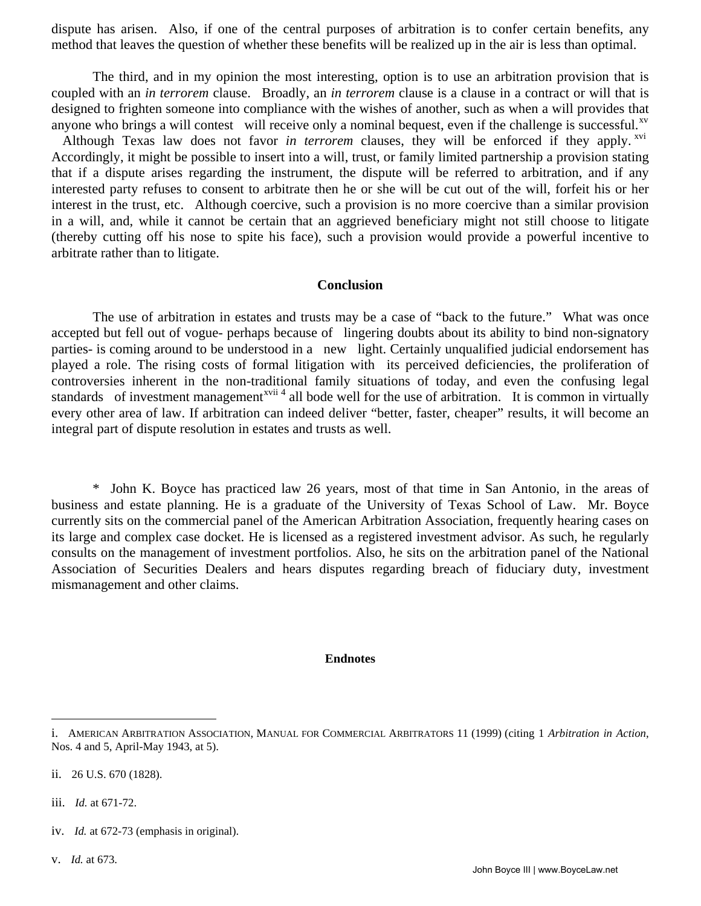dispute has arisen. Also, if one of the central purposes of arbitration is to confer certain benefits, any method that leaves the question of whether these benefits will be realized up in the air is less than optimal.

The third, and in my opinion the most interesting, option is to use an arbitration provision that is coupled with an *in terrorem* clause. Broadly, an *in terrorem* clause is a clause in a contract or will that is designed to frighten someone into compliance with the wishes of another, such as when a will provides that anyone who brings a will contest will receive only a nominal bequest, even if the challenge is successful.[xv] Although Texas law does not favor *in terrorem* clauses, they will be enforced if they apply.[xvi] Accordingly, it might be possible to insert into a will, trust, or family limited partnership a provision stating that if a dispute arises regarding the instrument, the dispute will be referred to arbitration, and if any interested party refuses to consent to arbitrate then he or she will be cut out of the will, forfeit his or her interest in the trust, etc. Although coercive, such a provision is no more coercive than a similar provision in a will, and, while it cannot be certain that an aggrieved beneficiary might not still choose to litigate (thereby cutting off his nose to spite his face), such a provision would provide a powerful incentive to arbitrate rather than to litigate.

## Conclusion

The use of arbitration in estates and trusts may be a case of "back to the future." What was once accepted but fell out of vogue- perhaps because of lingering doubts about its ability to bind non-signatory parties- is coming around to be understood in a new light. Certainly unqualified judicial endorsement has played a role. The rising costs of formal litigation with its perceived deficiencies, the proliferation of controversies inherent in the non-traditional family situations of today, and even the confusing legal standards of investment management[xvii 4] all bode well for the use of arbitration. It is common in virtually every other area of law. If arbitration can indeed deliver "better, faster, cheaper" results, it will become an integral part of dispute resolution in estates and trusts as well.

\* John K. Boyce has practiced law 26 years, most of that time in San Antonio, in the areas of business and estate planning. He is a graduate of the University of Texas School of Law. Mr. Boyce currently sits on the commercial panel of the American Arbitration Association, frequently hearing cases on its large and complex case docket. He is licensed as a registered investment advisor. As such, he regularly consults on the management of investment portfolios. Also, he sits on the arbitration panel of the National Association of Securities Dealers and hears disputes regarding breach of fiduciary duty, investment mismanagement and other claims.

**Endnotes**

---

i. AMERICAN ARBITRATION ASSOCIATION, MANUAL FOR COMMERCIAL ARBITRATORS 11 (1999) (citing 1 *Arbitration in Action*, Nos. 4 and 5, April-May 1943, at 5).

ii. 26 U.S. 670 (1828).

iii. *Id.* at 671-72.

iv. *Id.* at 672-73 (emphasis in original).

v. *Id.* at 673.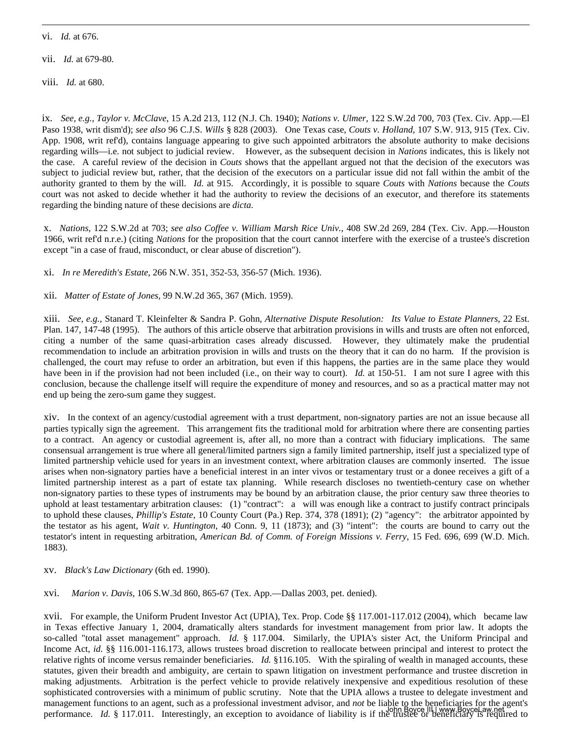vi. *Id.* at 676.

vii. *Id.* at 679-80.

viii. *Id.* at 680.

ix. *See, e.g.*, *Taylor v. McClave*, 15 A.2d 213, 112 (N.J. Ch. 1940); *Nations v. Ulmer*, 122 S.W.2d 700, 703 (Tex. Civ. App.—El Paso 1938, writ dism'd); *see also* 96 C.J.S. *Wills* § 828 (2003). One Texas case, *Couts v. Holland*, 107 S.W. 913, 915 (Tex. Civ. App. 1908, writ ref'd), contains language appearing to give such appointed arbitrators the absolute authority to make decisions regarding wills—i.e. not subject to judicial review. However, as the subsequent decision in *Nations* indicates, this is likely not the case. A careful review of the decision in *Couts* shows that the appellant argued not that the decision of the executors was subject to judicial review but, rather, that the decision of the executors on a particular issue did not fall within the ambit of the authority granted to them by the will. *Id.* at 915. Accordingly, it is possible to square *Couts* with *Nations* because the *Couts* court was not asked to decide whether it had the authority to review the decisions of an executor, and therefore its statements regarding the binding nature of these decisions are *dicta*.

x. *Nations*, 122 S.W.2d at 703; *see also Coffee v. William Marsh Rice Univ.*, 408 SW.2d 269, 284 (Tex. Civ. App.—Houston 1966, writ ref'd n.r.e.) (citing *Nations* for the proposition that the court cannot interfere with the exercise of a trustee's discretion except "in a case of fraud, misconduct, or clear abuse of discretion").

xi. *In re Meredith's Estate*, 266 N.W. 351, 352-53, 356-57 (Mich. 1936).

xii. *Matter of Estate of Jones*, 99 N.W.2d 365, 367 (Mich. 1959).

xiii. *See, e.g.*, Stanard T. Kleinfelter & Sandra P. Gohn, *Alternative Dispute Resolution: Its Value to Estate Planners*, 22 Est. Plan. 147, 147-48 (1995). The authors of this article observe that arbitration provisions in wills and trusts are often not enforced, citing a number of the same quasi-arbitration cases already discussed. However, they ultimately make the prudential recommendation to include an arbitration provision in wills and trusts on the theory that it can do no harm. If the provision is challenged, the court may refuse to order an arbitration, but even if this happens, the parties are in the same place they would have been in if the provision had not been included (i.e., on their way to court). *Id.* at 150-51. I am not sure I agree with this conclusion, because the challenge itself will require the expenditure of money and resources, and so as a practical matter may not end up being the zero-sum game they suggest.

xiv. In the context of an agency/custodial agreement with a trust department, non-signatory parties are not an issue because all parties typically sign the agreement. This arrangement fits the traditional mold for arbitration where there are consenting parties to a contract. An agency or custodial agreement is, after all, no more than a contract with fiduciary implications. The same consensual arrangement is true where all general/limited partners sign a family limited partnership, itself just a specialized type of limited partnership vehicle used for years in an investment context, where arbitration clauses are commonly inserted. The issue arises when non-signatory parties have a beneficial interest in an inter vivos or testamentary trust or a donee receives a gift of a limited partnership interest as a part of estate tax planning. While research discloses no twentieth-century case on whether non-signatory parties to these types of instruments may be bound by an arbitration clause, the prior century saw three theories to uphold at least testamentary arbitration clauses: (1) "contract": a will was enough like a contract to justify contract principals to uphold these clauses, *Phillip's Estate*, 10 County Court (Pa.) Rep. 374, 378 (1891); (2) "agency": the arbitrator appointed by the testator as his agent, *Wait v. Huntington*, 40 Conn. 9, 11 (1873); and (3) "intent": the courts are bound to carry out the testator's intent in requesting arbitration, *American Bd. of Comm. of Foreign Missions v. Ferry*, 15 Fed. 696, 699 (W.D. Mich. 1883).

xv. *Black's Law Dictionary* (6th ed. 1990).

xvi. *Marion v. Davis*, 106 S.W.3d 860, 865-67 (Tex. App.—Dallas 2003, pet. denied).

xvii. For example, the Uniform Prudent Investor Act (UPIA), Tex. Prop. Code §§ 117.001-117.012 (2004), which became law in Texas effective January 1, 2004, dramatically alters standards for investment management from prior law. It adopts the so-called "total asset management" approach. *Id.* § 117.004. Similarly, the UPIA's sister Act, the Uniform Principal and Income Act, *id.* §§ 116.001-116.173, allows trustees broad discretion to reallocate between principal and interest to protect the relative rights of income versus remainder beneficiaries. *Id.* §116.105. With the spiraling of wealth in managed accounts, these statutes, given their breadth and ambiguity, are certain to spawn litigation on investment performance and trustee discretion in making adjustments. Arbitration is the perfect vehicle to provide relatively inexpensive and expeditious resolution of these sophisticated controversies with a minimum of public scrutiny. Note that the UPIA allows a trustee to delegate investment and management functions to an agent, such as a professional investment advisor, and *not* be liable to the beneficiaries for the agent's performance. *Id.* § 117.011. Interestingly, an exception to avoidance of liability is if the trustee or beneficiary is required to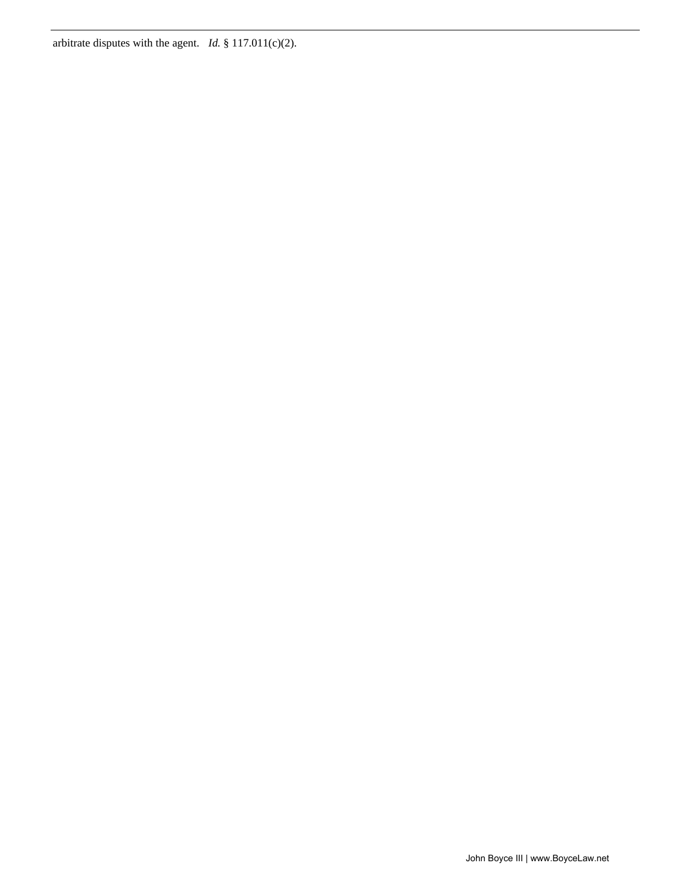arbitrate disputes with the agent. *Id.* § 117.011(c)(2).